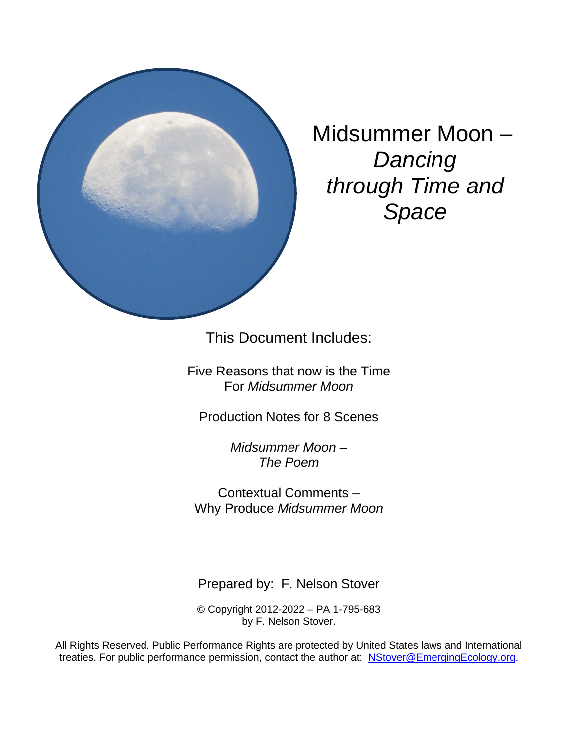# Midsummer Moon – *Dancing through Time and Space*

This Document Includes:

Five Reasons that now is the Time For *Midsummer Moon*

Production Notes for 8 Scenes

*Midsummer Moon – The Poem*

Contextual Comments – Why Produce *Midsummer Moon*

Prepared by: F. Nelson Stover

© Copyright 2012-2022 – PA 1-795-683
by F. Nelson Stover.

All Rights Reserved. Public Performance Rights are protected by United States laws and International treaties. For public performance permission, contact the author at: NStover@EmergingEcology.org.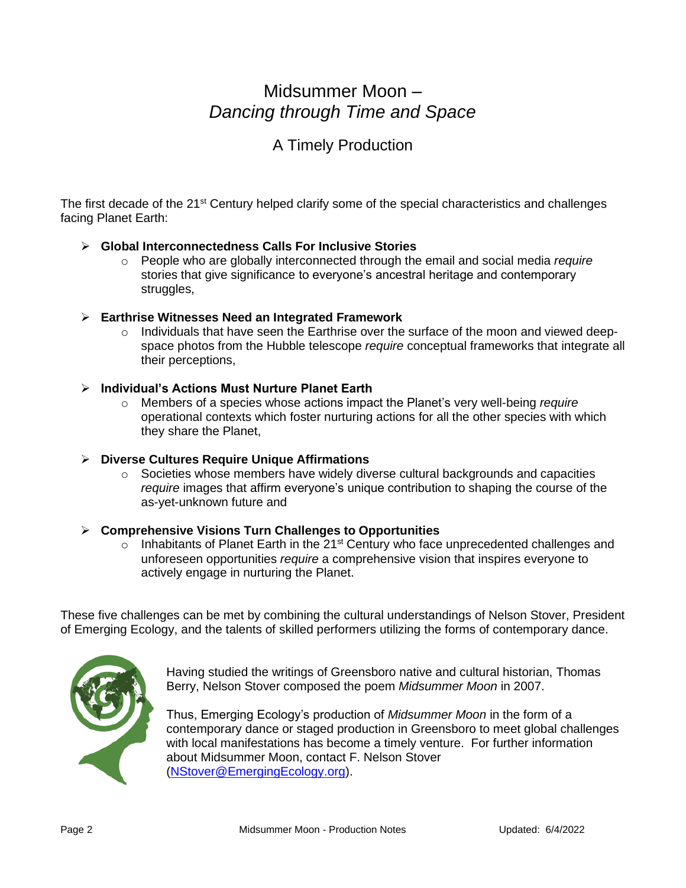# Midsummer Moon – *Dancing through Time and Space*

## A Timely Production

The first decade of the 21st Century helped clarify some of the special characteristics and challenges facing Planet Earth:

- **Global Interconnectedness Calls For Inclusive Stories**
  - People who are globally interconnected through the email and social media *require* stories that give significance to everyone's ancestral heritage and contemporary struggles,
- **Earthrise Witnesses Need an Integrated Framework**
  - Individuals that have seen the Earthrise over the surface of the moon and viewed deep-space photos from the Hubble telescope *require* conceptual frameworks that integrate all their perceptions,
- **Individual's Actions Must Nurture Planet Earth**
  - Members of a species whose actions impact the Planet's very well-being *require* operational contexts which foster nurturing actions for all the other species with which they share the Planet,
- **Diverse Cultures Require Unique Affirmations**
  - Societies whose members have widely diverse cultural backgrounds and capacities *require* images that affirm everyone's unique contribution to shaping the course of the as-yet-unknown future and
- **Comprehensive Visions Turn Challenges to Opportunities**
  - Inhabitants of Planet Earth in the 21st Century who face unprecedented challenges and unforeseen opportunities *require* a comprehensive vision that inspires everyone to actively engage in nurturing the Planet.

These five challenges can be met by combining the cultural understandings of Nelson Stover, President of Emerging Ecology, and the talents of skilled performers utilizing the forms of contemporary dance.

Having studied the writings of Greensboro native and cultural historian, Thomas Berry, Nelson Stover composed the poem *Midsummer Moon* in 2007.

Thus, Emerging Ecology's production of *Midsummer Moon* in the form of a contemporary dance or staged production in Greensboro to meet global challenges with local manifestations has become a timely venture. For further information about Midsummer Moon, contact F. Nelson Stover (NStover@EmergingEcology.org).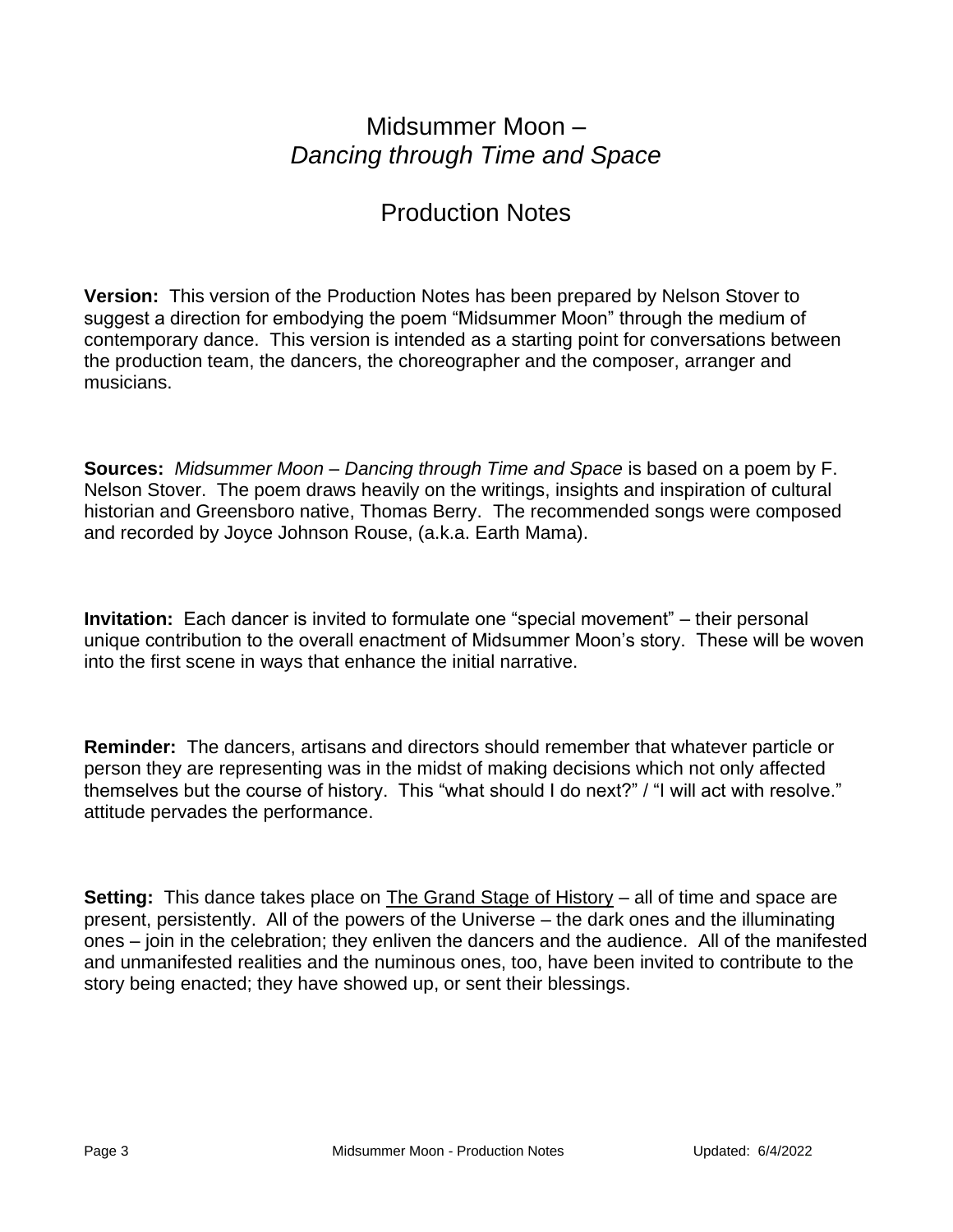# Midsummer Moon –
# *Dancing through Time and Space*

## Production Notes

**Version:** This version of the Production Notes has been prepared by Nelson Stover to suggest a direction for embodying the poem "Midsummer Moon" through the medium of contemporary dance. This version is intended as a starting point for conversations between the production team, the dancers, the choreographer and the composer, arranger and musicians.

**Sources:** *Midsummer Moon – Dancing through Time and Space* is based on a poem by F. Nelson Stover. The poem draws heavily on the writings, insights and inspiration of cultural historian and Greensboro native, Thomas Berry. The recommended songs were composed and recorded by Joyce Johnson Rouse, (a.k.a. Earth Mama).

**Invitation:** Each dancer is invited to formulate one "special movement" – their personal unique contribution to the overall enactment of Midsummer Moon's story. These will be woven into the first scene in ways that enhance the initial narrative.

**Reminder:** The dancers, artisans and directors should remember that whatever particle or person they are representing was in the midst of making decisions which not only affected themselves but the course of history. This "what should I do next?" / "I will act with resolve." attitude pervades the performance.

**Setting:** This dance takes place on <u>The Grand Stage of History</u> – all of time and space are present, persistently. All of the powers of the Universe – the dark ones and the illuminating ones – join in the celebration; they enliven the dancers and the audience. All of the manifested and unmanifested realities and the numinous ones, too, have been invited to contribute to the story being enacted; they have showed up, or sent their blessings.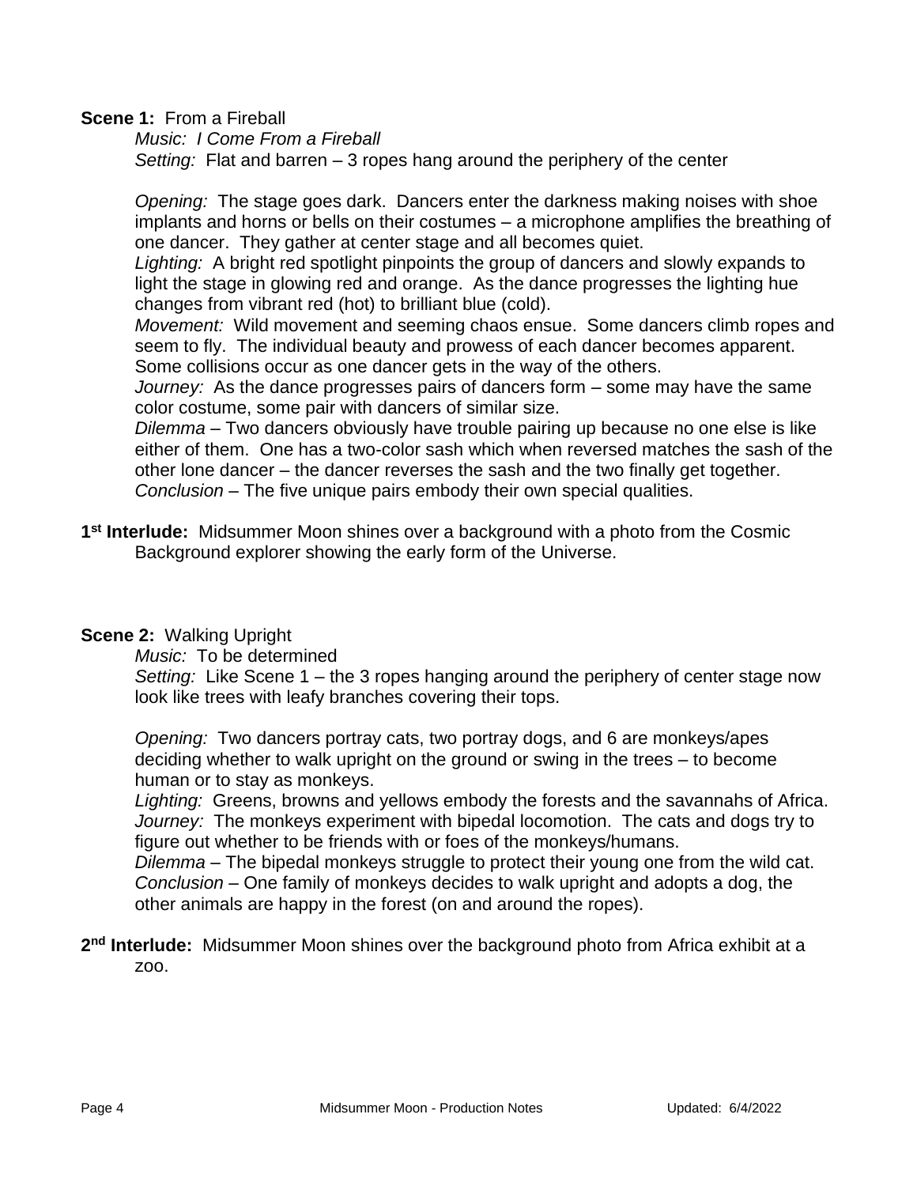**Scene 1:** From a Fireball

*Music: I Come From a Fireball*

*Setting:* Flat and barren – 3 ropes hang around the periphery of the center

*Opening:* The stage goes dark. Dancers enter the darkness making noises with shoe implants and horns or bells on their costumes – a microphone amplifies the breathing of one dancer. They gather at center stage and all becomes quiet.

*Lighting:* A bright red spotlight pinpoints the group of dancers and slowly expands to light the stage in glowing red and orange. As the dance progresses the lighting hue changes from vibrant red (hot) to brilliant blue (cold).

*Movement:* Wild movement and seeming chaos ensue. Some dancers climb ropes and seem to fly. The individual beauty and prowess of each dancer becomes apparent. Some collisions occur as one dancer gets in the way of the others.

*Journey:* As the dance progresses pairs of dancers form – some may have the same color costume, some pair with dancers of similar size.

*Dilemma* – Two dancers obviously have trouble pairing up because no one else is like either of them. One has a two-color sash which when reversed matches the sash of the other lone dancer – the dancer reverses the sash and the two finally get together.

*Conclusion* – The five unique pairs embody their own special qualities.

**1st Interlude:** Midsummer Moon shines over a background with a photo from the Cosmic Background explorer showing the early form of the Universe.

**Scene 2:** Walking Upright

*Music:* To be determined

*Setting:* Like Scene 1 – the 3 ropes hanging around the periphery of center stage now look like trees with leafy branches covering their tops.

*Opening:* Two dancers portray cats, two portray dogs, and 6 are monkeys/apes deciding whether to walk upright on the ground or swing in the trees – to become human or to stay as monkeys.

*Lighting:* Greens, browns and yellows embody the forests and the savannahs of Africa.

*Journey:* The monkeys experiment with bipedal locomotion. The cats and dogs try to figure out whether to be friends with or foes of the monkeys/humans.

*Dilemma* – The bipedal monkeys struggle to protect their young one from the wild cat.

*Conclusion* – One family of monkeys decides to walk upright and adopts a dog, the other animals are happy in the forest (on and around the ropes).

**2nd Interlude:** Midsummer Moon shines over the background photo from Africa exhibit at a zoo.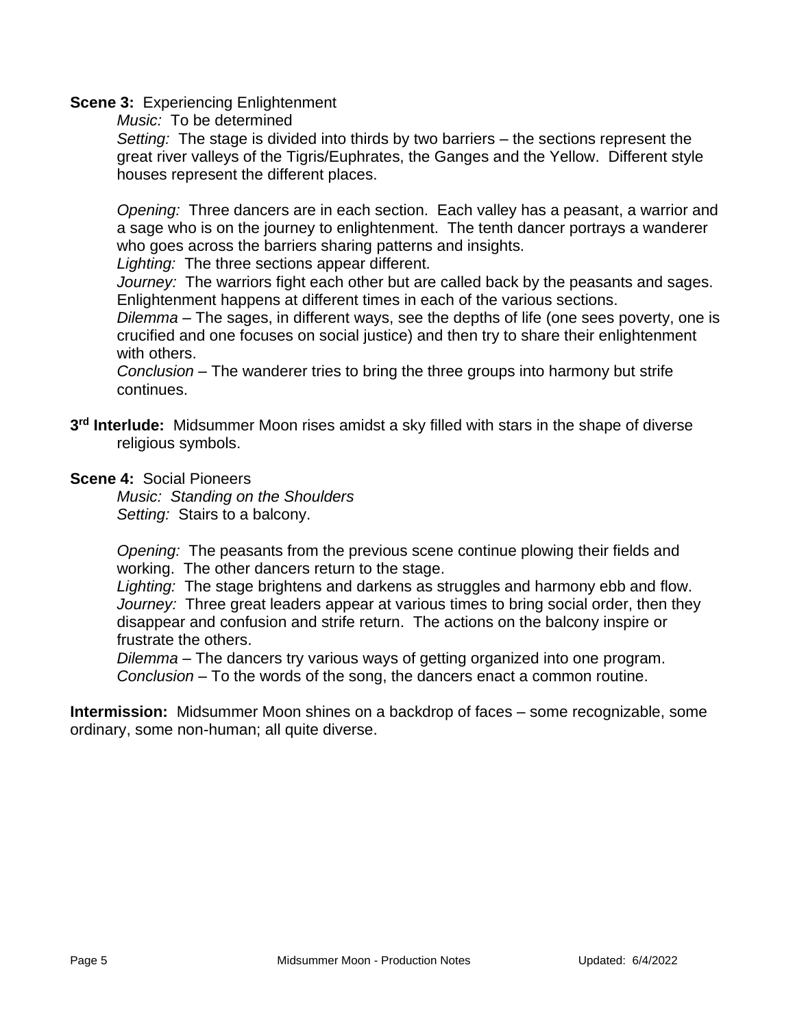**Scene 3:** Experiencing Enlightenment

*Music:* To be determined

*Setting:* The stage is divided into thirds by two barriers – the sections represent the great river valleys of the Tigris/Euphrates, the Ganges and the Yellow. Different style houses represent the different places.

*Opening:* Three dancers are in each section. Each valley has a peasant, a warrior and a sage who is on the journey to enlightenment. The tenth dancer portrays a wanderer who goes across the barriers sharing patterns and insights.

*Lighting:* The three sections appear different.

*Journey:* The warriors fight each other but are called back by the peasants and sages. Enlightenment happens at different times in each of the various sections.

*Dilemma* – The sages, in different ways, see the depths of life (one sees poverty, one is crucified and one focuses on social justice) and then try to share their enlightenment with others.

*Conclusion* – The wanderer tries to bring the three groups into harmony but strife continues.

**3rd Interlude:** Midsummer Moon rises amidst a sky filled with stars in the shape of diverse religious symbols.

**Scene 4:** Social Pioneers

*Music: Standing on the Shoulders*

*Setting:* Stairs to a balcony.

*Opening:* The peasants from the previous scene continue plowing their fields and working. The other dancers return to the stage.

*Lighting:* The stage brightens and darkens as struggles and harmony ebb and flow.

*Journey:* Three great leaders appear at various times to bring social order, then they disappear and confusion and strife return. The actions on the balcony inspire or frustrate the others.

*Dilemma* – The dancers try various ways of getting organized into one program.

*Conclusion* – To the words of the song, the dancers enact a common routine.

**Intermission:** Midsummer Moon shines on a backdrop of faces – some recognizable, some ordinary, some non-human; all quite diverse.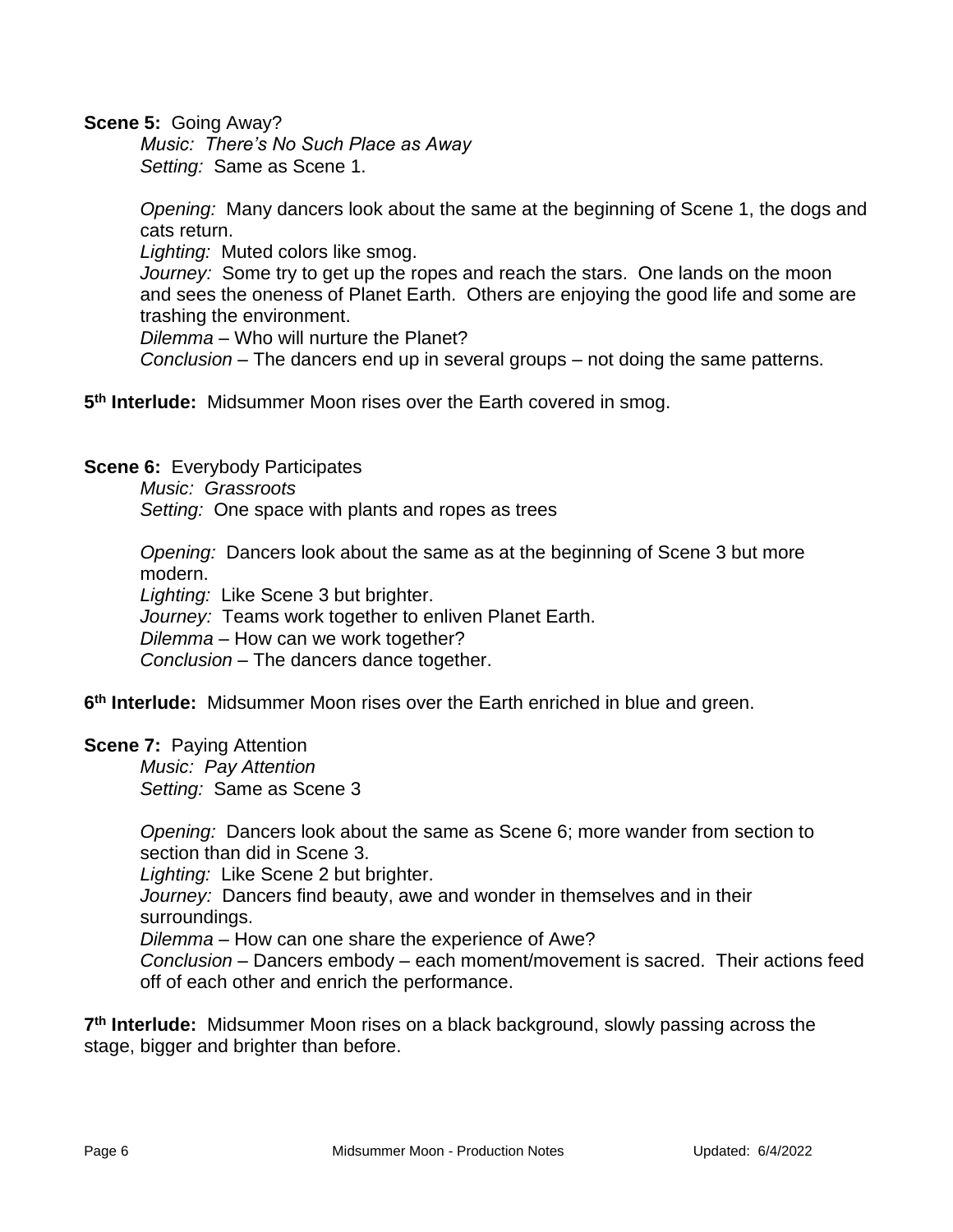**Scene 5:** Going Away?

*Music: There's No Such Place as Away*
*Setting:* Same as Scene 1.

*Opening:* Many dancers look about the same at the beginning of Scene 1, the dogs and cats return.
*Lighting:* Muted colors like smog.
*Journey:* Some try to get up the ropes and reach the stars. One lands on the moon and sees the oneness of Planet Earth. Others are enjoying the good life and some are trashing the environment.
*Dilemma* – Who will nurture the Planet?
*Conclusion* – The dancers end up in several groups – not doing the same patterns.

**5th Interlude:** Midsummer Moon rises over the Earth covered in smog.

**Scene 6:** Everybody Participates

*Music: Grassroots*
*Setting:* One space with plants and ropes as trees

*Opening:* Dancers look about the same as at the beginning of Scene 3 but more modern.
*Lighting:* Like Scene 3 but brighter.
*Journey:* Teams work together to enliven Planet Earth.
*Dilemma* – How can we work together?
*Conclusion* – The dancers dance together.

**6th Interlude:** Midsummer Moon rises over the Earth enriched in blue and green.

**Scene 7:** Paying Attention

*Music: Pay Attention*
*Setting:* Same as Scene 3

*Opening:* Dancers look about the same as Scene 6; more wander from section to section than did in Scene 3.
*Lighting:* Like Scene 2 but brighter.
*Journey:* Dancers find beauty, awe and wonder in themselves and in their surroundings.
*Dilemma* – How can one share the experience of Awe?
*Conclusion* – Dancers embody – each moment/movement is sacred. Their actions feed off of each other and enrich the performance.

**7th Interlude:** Midsummer Moon rises on a black background, slowly passing across the stage, bigger and brighter than before.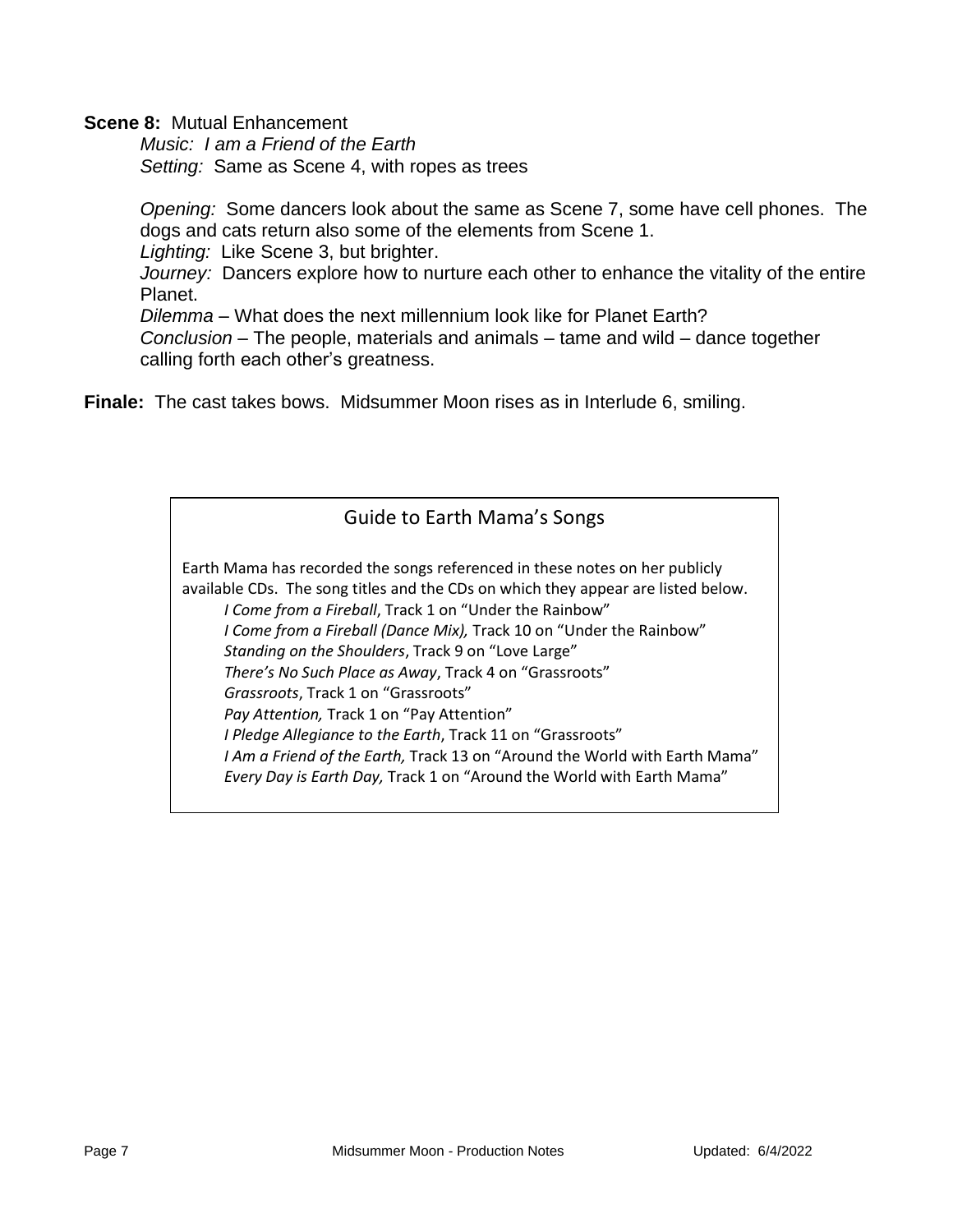**Scene 8:** Mutual Enhancement

*Music: I am a Friend of the Earth*

*Setting:* Same as Scene 4, with ropes as trees

*Opening:* Some dancers look about the same as Scene 7, some have cell phones. The dogs and cats return also some of the elements from Scene 1.

*Lighting:* Like Scene 3, but brighter.

*Journey:* Dancers explore how to nurture each other to enhance the vitality of the entire Planet.

*Dilemma* – What does the next millennium look like for Planet Earth?

*Conclusion* – The people, materials and animals – tame and wild – dance together calling forth each other's greatness.

**Finale:** The cast takes bows. Midsummer Moon rises as in Interlude 6, smiling.

## Guide to Earth Mama's Songs

Earth Mama has recorded the songs referenced in these notes on her publicly available CDs. The song titles and the CDs on which they appear are listed below.

- *I Come from a Fireball*, Track 1 on "Under the Rainbow"
- *I Come from a Fireball (Dance Mix),* Track 10 on "Under the Rainbow"
- *Standing on the Shoulders*, Track 9 on "Love Large"
- *There's No Such Place as Away*, Track 4 on "Grassroots"
- *Grassroots*, Track 1 on "Grassroots"
- *Pay Attention,* Track 1 on "Pay Attention"
- *I Pledge Allegiance to the Earth*, Track 11 on "Grassroots"
- *I Am a Friend of the Earth,* Track 13 on "Around the World with Earth Mama"
- *Every Day is Earth Day,* Track 1 on "Around the World with Earth Mama"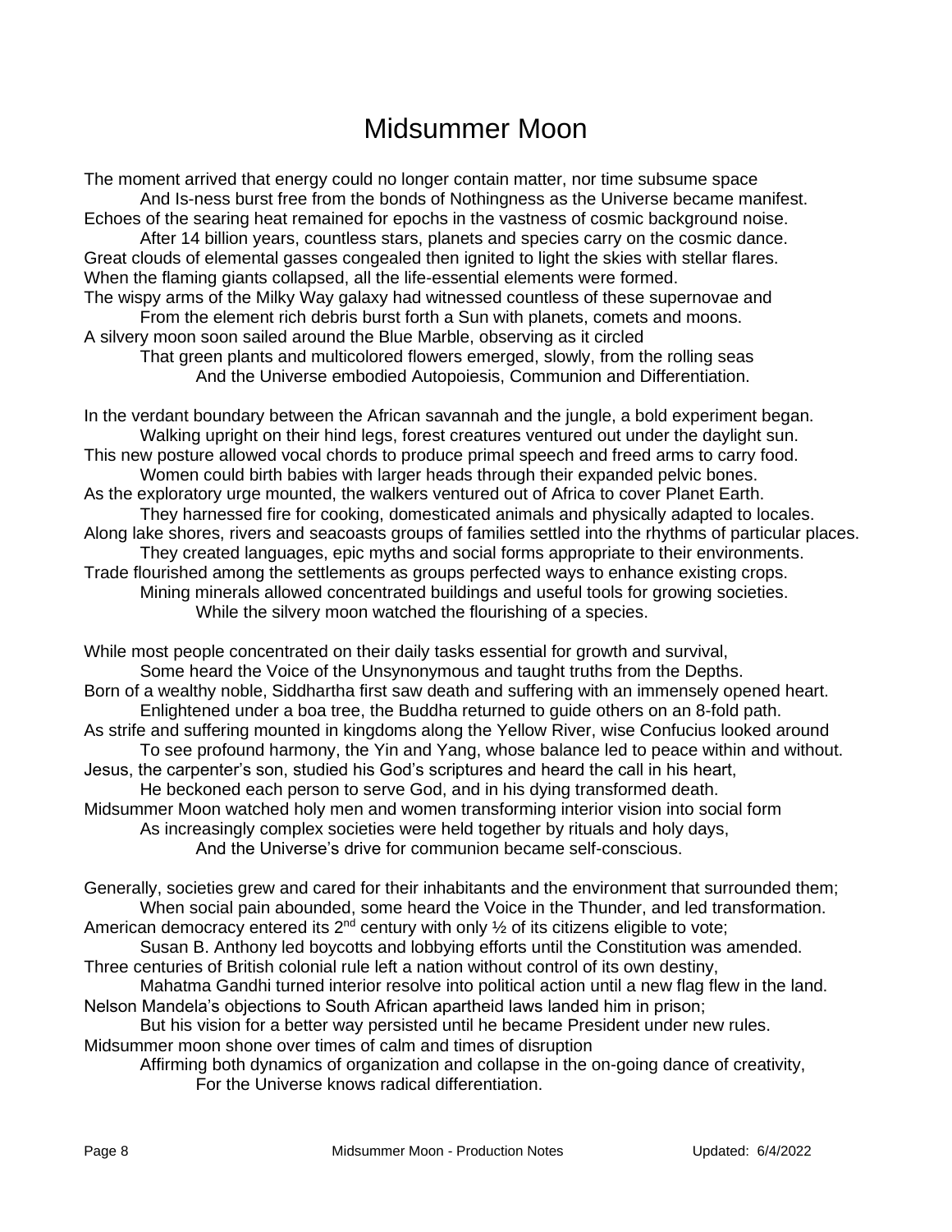# Midsummer Moon

The moment arrived that energy could no longer contain matter, nor time subsume space
        And Is-ness burst free from the bonds of Nothingness as the Universe became manifest.
Echoes of the searing heat remained for epochs in the vastness of cosmic background noise.
        After 14 billion years, countless stars, planets and species carry on the cosmic dance.
Great clouds of elemental gasses congealed then ignited to light the skies with stellar flares.
When the flaming giants collapsed, all the life-essential elements were formed.
The wispy arms of the Milky Way galaxy had witnessed countless of these supernovae and
        From the element rich debris burst forth a Sun with planets, comets and moons.
A silvery moon soon sailed around the Blue Marble, observing as it circled
        That green plants and multicolored flowers emerged, slowly, from the rolling seas
                And the Universe embodied Autopoiesis, Communion and Differentiation.

In the verdant boundary between the African savannah and the jungle, a bold experiment began.
        Walking upright on their hind legs, forest creatures ventured out under the daylight sun.
This new posture allowed vocal chords to produce primal speech and freed arms to carry food.
        Women could birth babies with larger heads through their expanded pelvic bones.
As the exploratory urge mounted, the walkers ventured out of Africa to cover Planet Earth.
        They harnessed fire for cooking, domesticated animals and physically adapted to locales.
Along lake shores, rivers and seacoasts groups of families settled into the rhythms of particular places.
        They created languages, epic myths and social forms appropriate to their environments.
Trade flourished among the settlements as groups perfected ways to enhance existing crops.
        Mining minerals allowed concentrated buildings and useful tools for growing societies.
                While the silvery moon watched the flourishing of a species.

While most people concentrated on their daily tasks essential for growth and survival,
        Some heard the Voice of the Unsynonymous and taught truths from the Depths.
Born of a wealthy noble, Siddhartha first saw death and suffering with an immensely opened heart.
        Enlightened under a boa tree, the Buddha returned to guide others on an 8-fold path.
As strife and suffering mounted in kingdoms along the Yellow River, wise Confucius looked around
        To see profound harmony, the Yin and Yang, whose balance led to peace within and without.
Jesus, the carpenter's son, studied his God's scriptures and heard the call in his heart,
        He beckoned each person to serve God, and in his dying transformed death.
Midsummer Moon watched holy men and women transforming interior vision into social form
        As increasingly complex societies were held together by rituals and holy days,
                And the Universe's drive for communion became self-conscious.

Generally, societies grew and cared for their inhabitants and the environment that surrounded them;
        When social pain abounded, some heard the Voice in the Thunder, and led transformation.
American democracy entered its 2nd century with only ½ of its citizens eligible to vote;
        Susan B. Anthony led boycotts and lobbying efforts until the Constitution was amended.
Three centuries of British colonial rule left a nation without control of its own destiny,
        Mahatma Gandhi turned interior resolve into political action until a new flag flew in the land.
Nelson Mandela's objections to South African apartheid laws landed him in prison;
        But his vision for a better way persisted until he became President under new rules.
Midsummer moon shone over times of calm and times of disruption
        Affirming both dynamics of organization and collapse in the on-going dance of creativity,
                For the Universe knows radical differentiation.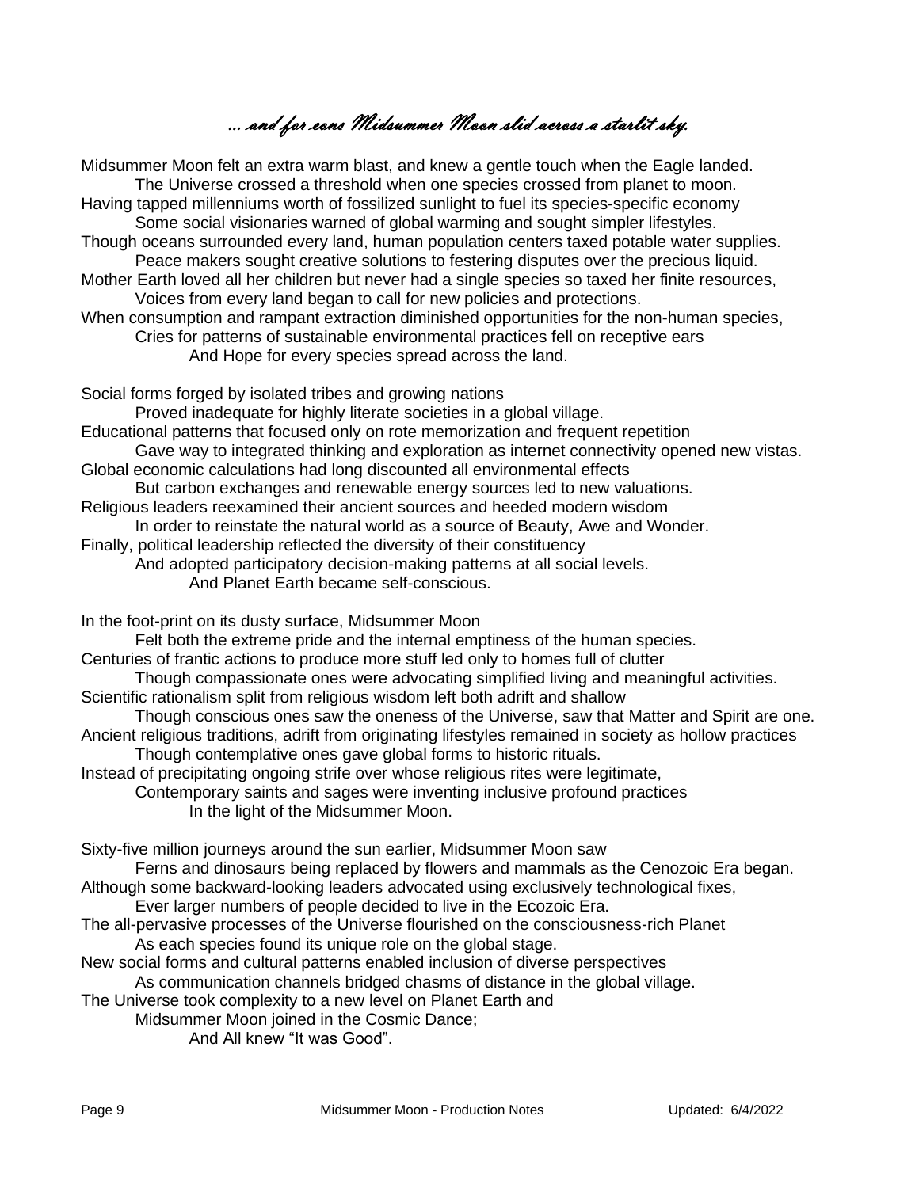## … and for eons Midsummer Moon slid across a starlit sky.

Midsummer Moon felt an extra warm blast, and knew a gentle touch when the Eagle landed.
The Universe crossed a threshold when one species crossed from planet to moon.
Having tapped millenniums worth of fossilized sunlight to fuel its species-specific economy
Some social visionaries warned of global warming and sought simpler lifestyles.
Though oceans surrounded every land, human population centers taxed potable water supplies.
Peace makers sought creative solutions to festering disputes over the precious liquid.
Mother Earth loved all her children but never had a single species so taxed her finite resources,
Voices from every land began to call for new policies and protections.
When consumption and rampant extraction diminished opportunities for the non-human species,
Cries for patterns of sustainable environmental practices fell on receptive ears
And Hope for every species spread across the land.

Social forms forged by isolated tribes and growing nations
Proved inadequate for highly literate societies in a global village.
Educational patterns that focused only on rote memorization and frequent repetition
Gave way to integrated thinking and exploration as internet connectivity opened new vistas.
Global economic calculations had long discounted all environmental effects
But carbon exchanges and renewable energy sources led to new valuations.
Religious leaders reexamined their ancient sources and heeded modern wisdom
In order to reinstate the natural world as a source of Beauty, Awe and Wonder.
Finally, political leadership reflected the diversity of their constituency
And adopted participatory decision-making patterns at all social levels.
And Planet Earth became self-conscious.

In the foot-print on its dusty surface, Midsummer Moon
Felt both the extreme pride and the internal emptiness of the human species.
Centuries of frantic actions to produce more stuff led only to homes full of clutter
Though compassionate ones were advocating simplified living and meaningful activities.
Scientific rationalism split from religious wisdom left both adrift and shallow
Though conscious ones saw the oneness of the Universe, saw that Matter and Spirit are one.
Ancient religious traditions, adrift from originating lifestyles remained in society as hollow practices
Though contemplative ones gave global forms to historic rituals.
Instead of precipitating ongoing strife over whose religious rites were legitimate,
Contemporary saints and sages were inventing inclusive profound practices
In the light of the Midsummer Moon.

Sixty-five million journeys around the sun earlier, Midsummer Moon saw
Ferns and dinosaurs being replaced by flowers and mammals as the Cenozoic Era began.
Although some backward-looking leaders advocated using exclusively technological fixes,
Ever larger numbers of people decided to live in the Ecozoic Era.
The all-pervasive processes of the Universe flourished on the consciousness-rich Planet
As each species found its unique role on the global stage.
New social forms and cultural patterns enabled inclusion of diverse perspectives
As communication channels bridged chasms of distance in the global village.
The Universe took complexity to a new level on Planet Earth and
Midsummer Moon joined in the Cosmic Dance;
And All knew "It was Good".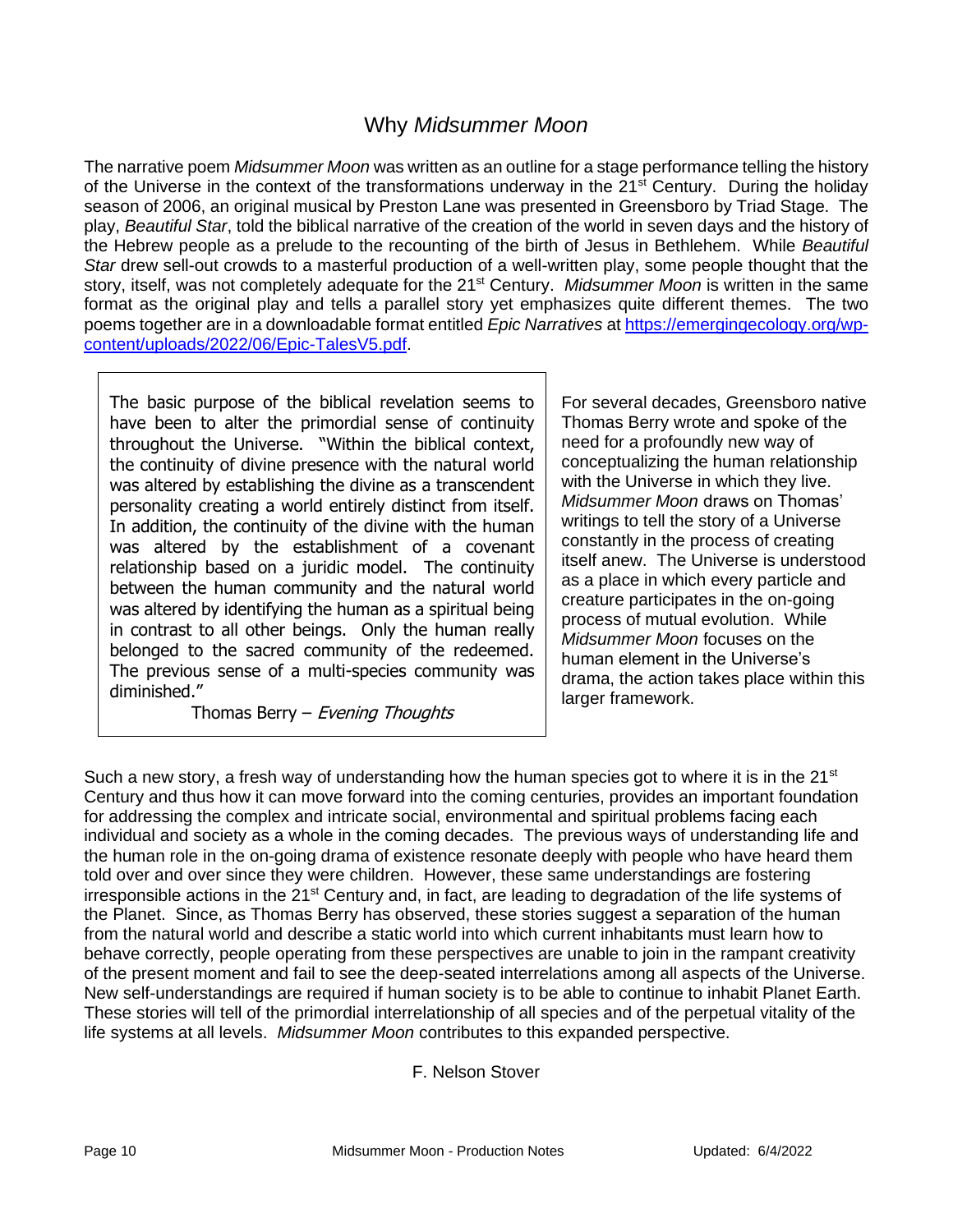# Why *Midsummer Moon*

The narrative poem *Midsummer Moon* was written as an outline for a stage performance telling the history of the Universe in the context of the transformations underway in the 21st Century. During the holiday season of 2006, an original musical by Preston Lane was presented in Greensboro by Triad Stage. The play, *Beautiful Star*, told the biblical narrative of the creation of the world in seven days and the history of the Hebrew people as a prelude to the recounting of the birth of Jesus in Bethlehem. While *Beautiful Star* drew sell-out crowds to a masterful production of a well-written play, some people thought that the story, itself, was not completely adequate for the 21st Century. *Midsummer Moon* is written in the same format as the original play and tells a parallel story yet emphasizes quite different themes. The two poems together are in a downloadable format entitled *Epic Narratives* at [https://emergingecology.org/wp-content/uploads/2022/06/Epic-TalesV5.pdf](https://emergingecology.org/wp-content/uploads/2022/06/Epic-TalesV5.pdf).

> The basic purpose of the biblical revelation seems to have been to alter the primordial sense of continuity throughout the Universe. "Within the biblical context, the continuity of divine presence with the natural world was altered by establishing the divine as a transcendent personality creating a world entirely distinct from itself. In addition, the continuity of the divine with the human was altered by the establishment of a covenant relationship based on a juridic model. The continuity between the human community and the natural world was altered by identifying the human as a spiritual being in contrast to all other beings. Only the human really belonged to the sacred community of the redeemed. The previous sense of a multi-species community was diminished."
>
> Thomas Berry – *Evening Thoughts*

For several decades, Greensboro native Thomas Berry wrote and spoke of the need for a profoundly new way of conceptualizing the human relationship with the Universe in which they live. *Midsummer Moon* draws on Thomas' writings to tell the story of a Universe constantly in the process of creating itself anew. The Universe is understood as a place in which every particle and creature participates in the on-going process of mutual evolution. While *Midsummer Moon* focuses on the human element in the Universe's drama, the action takes place within this larger framework.

Such a new story, a fresh way of understanding how the human species got to where it is in the 21st Century and thus how it can move forward into the coming centuries, provides an important foundation for addressing the complex and intricate social, environmental and spiritual problems facing each individual and society as a whole in the coming decades. The previous ways of understanding life and the human role in the on-going drama of existence resonate deeply with people who have heard them told over and over since they were children. However, these same understandings are fostering irresponsible actions in the 21st Century and, in fact, are leading to degradation of the life systems of the Planet. Since, as Thomas Berry has observed, these stories suggest a separation of the human from the natural world and describe a static world into which current inhabitants must learn how to behave correctly, people operating from these perspectives are unable to join in the rampant creativity of the present moment and fail to see the deep-seated interrelations among all aspects of the Universe. New self-understandings are required if human society is to be able to continue to inhabit Planet Earth. These stories will tell of the primordial interrelationship of all species and of the perpetual vitality of the life systems at all levels. *Midsummer Moon* contributes to this expanded perspective.

F. Nelson Stover